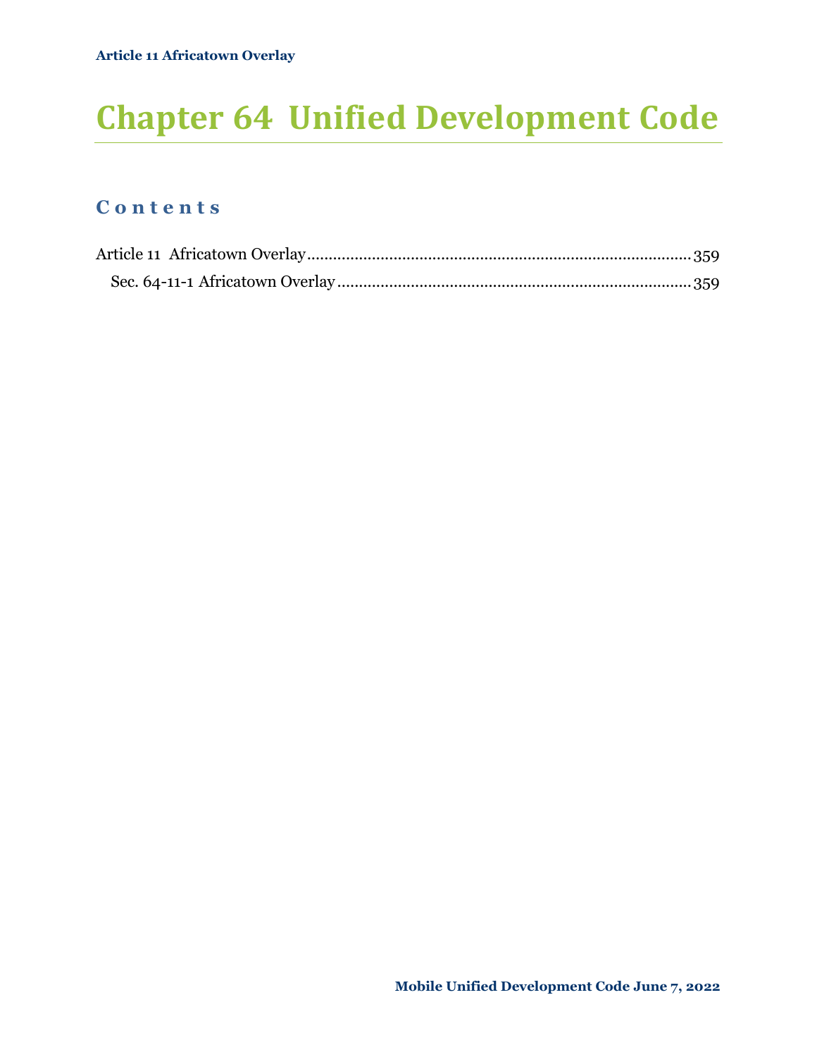# Chapter 64 Unified Development Code

## Contents

Article 11 Africatown Overlay....................................................................................359

Sec. 64-11-1 Africatown Overlay ............................................................................359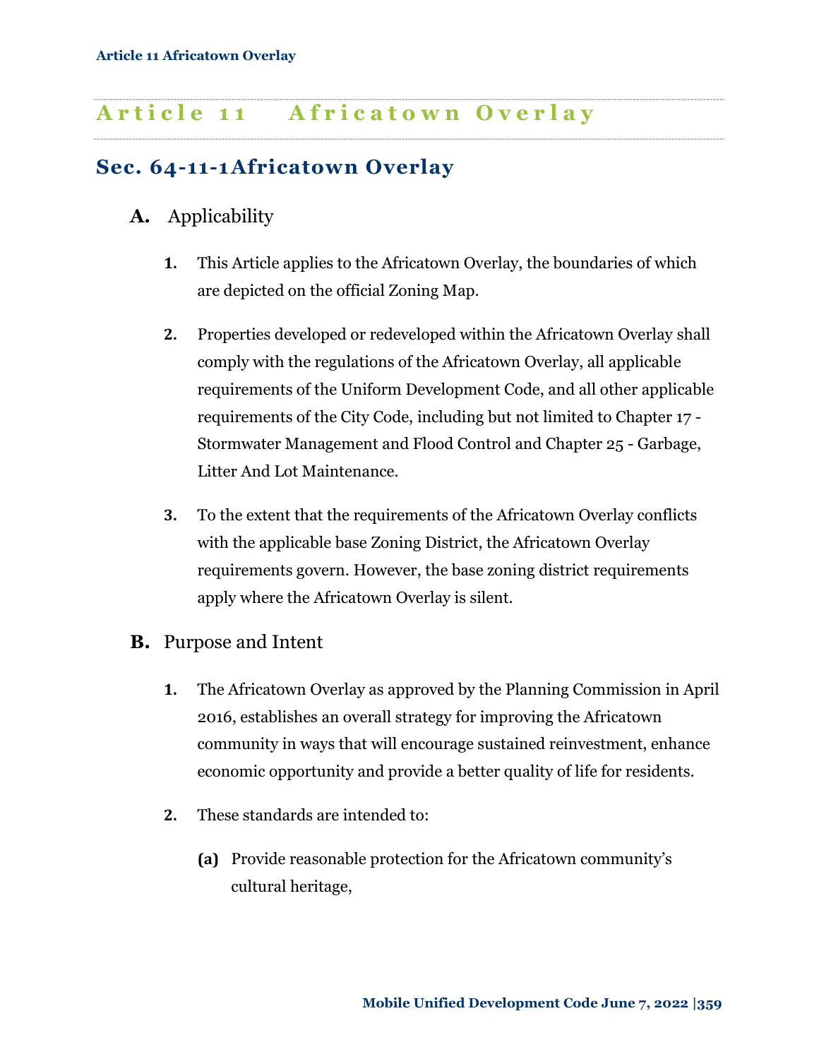# Article 11 Africatown Overlay

## Sec. 64-11-1 Africatown Overlay

### A. Applicability

1. This Article applies to the Africatown Overlay, the boundaries of which are depicted on the official Zoning Map.

2. Properties developed or redeveloped within the Africatown Overlay shall comply with the regulations of the Africatown Overlay, all applicable requirements of the Uniform Development Code, and all other applicable requirements of the City Code, including but not limited to Chapter 17 - Stormwater Management and Flood Control and Chapter 25 - Garbage, Litter And Lot Maintenance.

3. To the extent that the requirements of the Africatown Overlay conflicts with the applicable base Zoning District, the Africatown Overlay requirements govern. However, the base zoning district requirements apply where the Africatown Overlay is silent.

### B. Purpose and Intent

1. The Africatown Overlay as approved by the Planning Commission in April 2016, establishes an overall strategy for improving the Africatown community in ways that will encourage sustained reinvestment, enhance economic opportunity and provide a better quality of life for residents.

2. These standards are intended to:

   **(a)** Provide reasonable protection for the Africatown community's cultural heritage,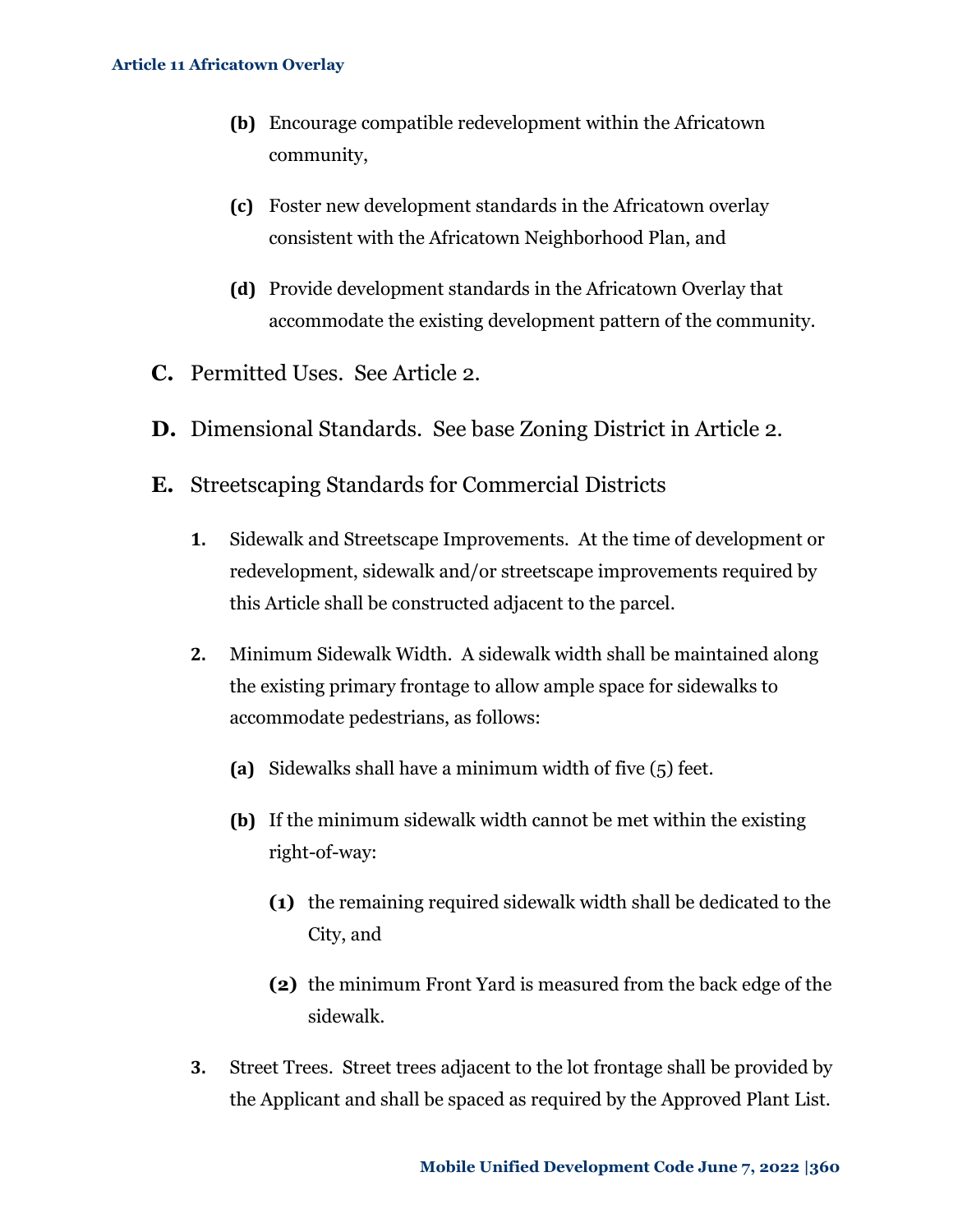**(b)** Encourage compatible redevelopment within the Africatown community,

**(c)** Foster new development standards in the Africatown overlay consistent with the Africatown Neighborhood Plan, and

**(d)** Provide development standards in the Africatown Overlay that accommodate the existing development pattern of the community.

## C. Permitted Uses. See Article 2.

## D. Dimensional Standards. See base Zoning District in Article 2.

## E. Streetscaping Standards for Commercial Districts

**1.** Sidewalk and Streetscape Improvements. At the time of development or redevelopment, sidewalk and/or streetscape improvements required by this Article shall be constructed adjacent to the parcel.

**2.** Minimum Sidewalk Width. A sidewalk width shall be maintained along the existing primary frontage to allow ample space for sidewalks to accommodate pedestrians, as follows:

**(a)** Sidewalks shall have a minimum width of five (5) feet.

**(b)** If the minimum sidewalk width cannot be met within the existing right-of-way:

**(1)** the remaining required sidewalk width shall be dedicated to the City, and

**(2)** the minimum Front Yard is measured from the back edge of the sidewalk.

**3.** Street Trees. Street trees adjacent to the lot frontage shall be provided by the Applicant and shall be spaced as required by the Approved Plant List.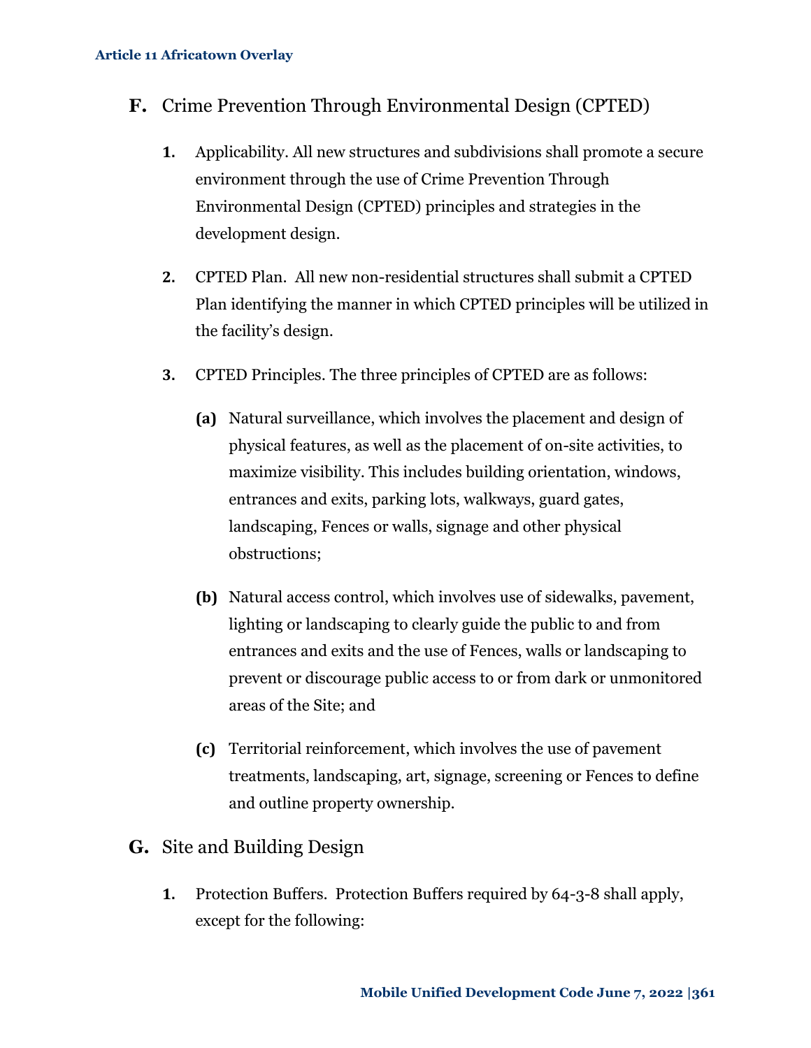## F. Crime Prevention Through Environmental Design (CPTED)

1. Applicability. All new structures and subdivisions shall promote a secure environment through the use of Crime Prevention Through Environmental Design (CPTED) principles and strategies in the development design.

2. CPTED Plan. All new non-residential structures shall submit a CPTED Plan identifying the manner in which CPTED principles will be utilized in the facility's design.

3. CPTED Principles. The three principles of CPTED are as follows:

   **(a)** Natural surveillance, which involves the placement and design of physical features, as well as the placement of on-site activities, to maximize visibility. This includes building orientation, windows, entrances and exits, parking lots, walkways, guard gates, landscaping, Fences or walls, signage and other physical obstructions;

   **(b)** Natural access control, which involves use of sidewalks, pavement, lighting or landscaping to clearly guide the public to and from entrances and exits and the use of Fences, walls or landscaping to prevent or discourage public access to or from dark or unmonitored areas of the Site; and

   **(c)** Territorial reinforcement, which involves the use of pavement treatments, landscaping, art, signage, screening or Fences to define and outline property ownership.

## G. Site and Building Design

1. Protection Buffers. Protection Buffers required by 64-3-8 shall apply, except for the following: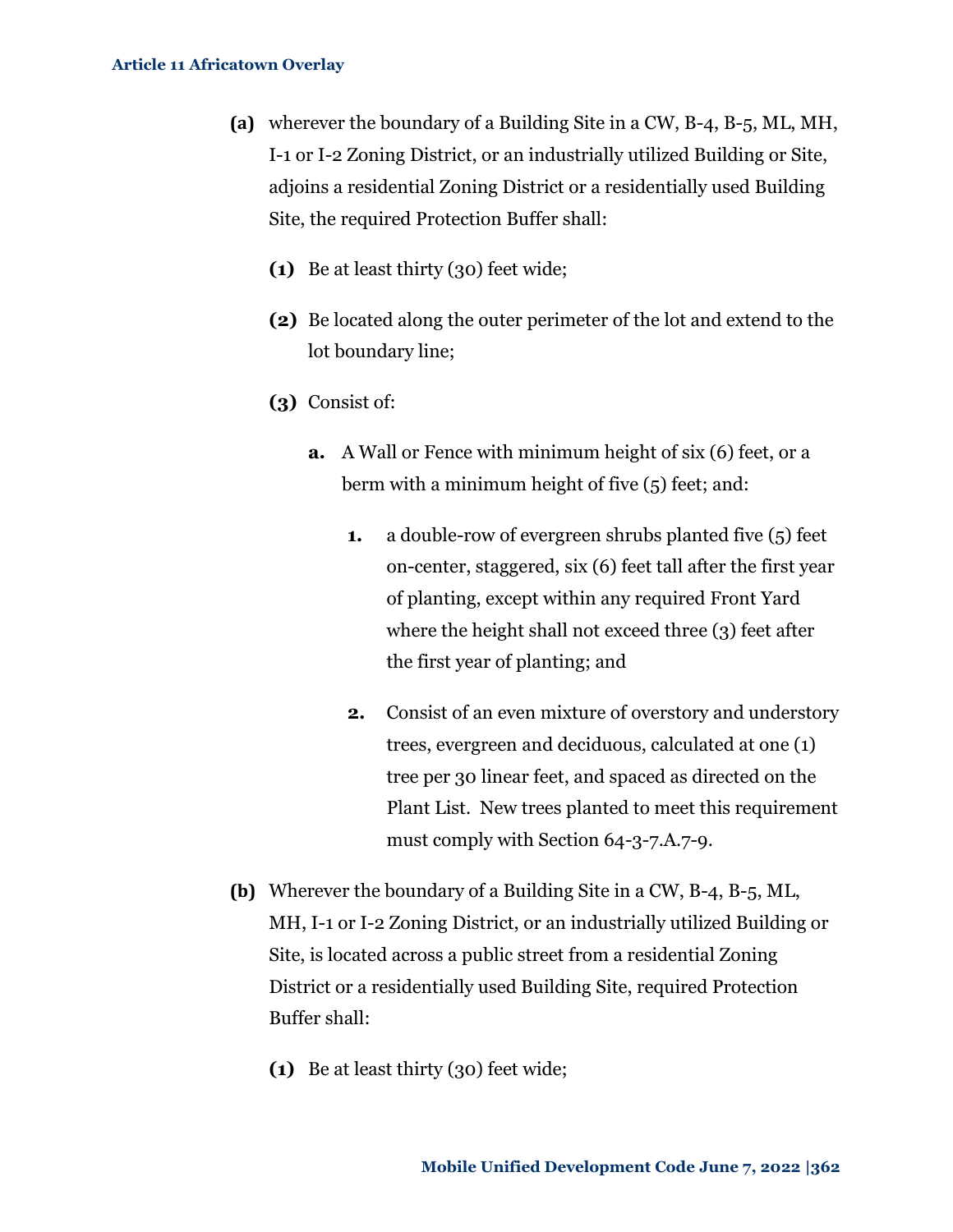**(a)** wherever the boundary of a Building Site in a CW, B-4, B-5, ML, MH, I-1 or I-2 Zoning District, or an industrially utilized Building or Site, adjoins a residential Zoning District or a residentially used Building Site, the required Protection Buffer shall:

- **(1)** Be at least thirty (30) feet wide;
- **(2)** Be located along the outer perimeter of the lot and extend to the lot boundary line;
- **(3)** Consist of:
  - **a.** A Wall or Fence with minimum height of six (6) feet, or a berm with a minimum height of five (5) feet; and:
    - **1.** a double-row of evergreen shrubs planted five (5) feet on-center, staggered, six (6) feet tall after the first year of planting, except within any required Front Yard where the height shall not exceed three (3) feet after the first year of planting; and
    - **2.** Consist of an even mixture of overstory and understory trees, evergreen and deciduous, calculated at one (1) tree per 30 linear feet, and spaced as directed on the Plant List. New trees planted to meet this requirement must comply with Section 64-3-7.A.7-9.

**(b)** Wherever the boundary of a Building Site in a CW, B-4, B-5, ML, MH, I-1 or I-2 Zoning District, or an industrially utilized Building or Site, is located across a public street from a residential Zoning District or a residentially used Building Site, required Protection Buffer shall:

- **(1)** Be at least thirty (30) feet wide;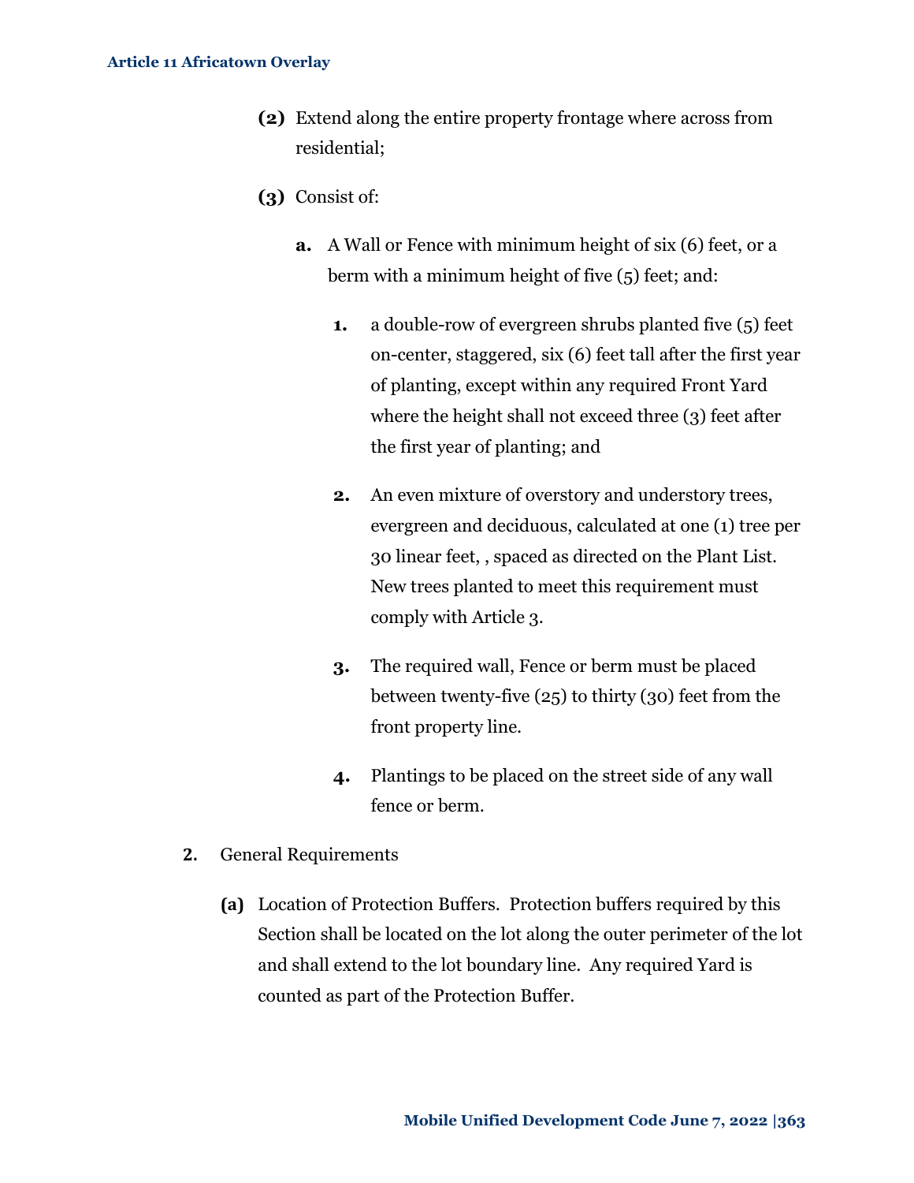**(2)** Extend along the entire property frontage where across from residential;

**(3)** Consist of:

**a.** A Wall or Fence with minimum height of six (6) feet, or a berm with a minimum height of five (5) feet; and:

**1.** a double-row of evergreen shrubs planted five (5) feet on-center, staggered, six (6) feet tall after the first year of planting, except within any required Front Yard where the height shall not exceed three (3) feet after the first year of planting; and

**2.** An even mixture of overstory and understory trees, evergreen and deciduous, calculated at one (1) tree per 30 linear feet, , spaced as directed on the Plant List. New trees planted to meet this requirement must comply with Article 3.

**3.** The required wall, Fence or berm must be placed between twenty-five (25) to thirty (30) feet from the front property line.

**4.** Plantings to be placed on the street side of any wall fence or berm.

**2.** General Requirements

**(a)** Location of Protection Buffers. Protection buffers required by this Section shall be located on the lot along the outer perimeter of the lot and shall extend to the lot boundary line. Any required Yard is counted as part of the Protection Buffer.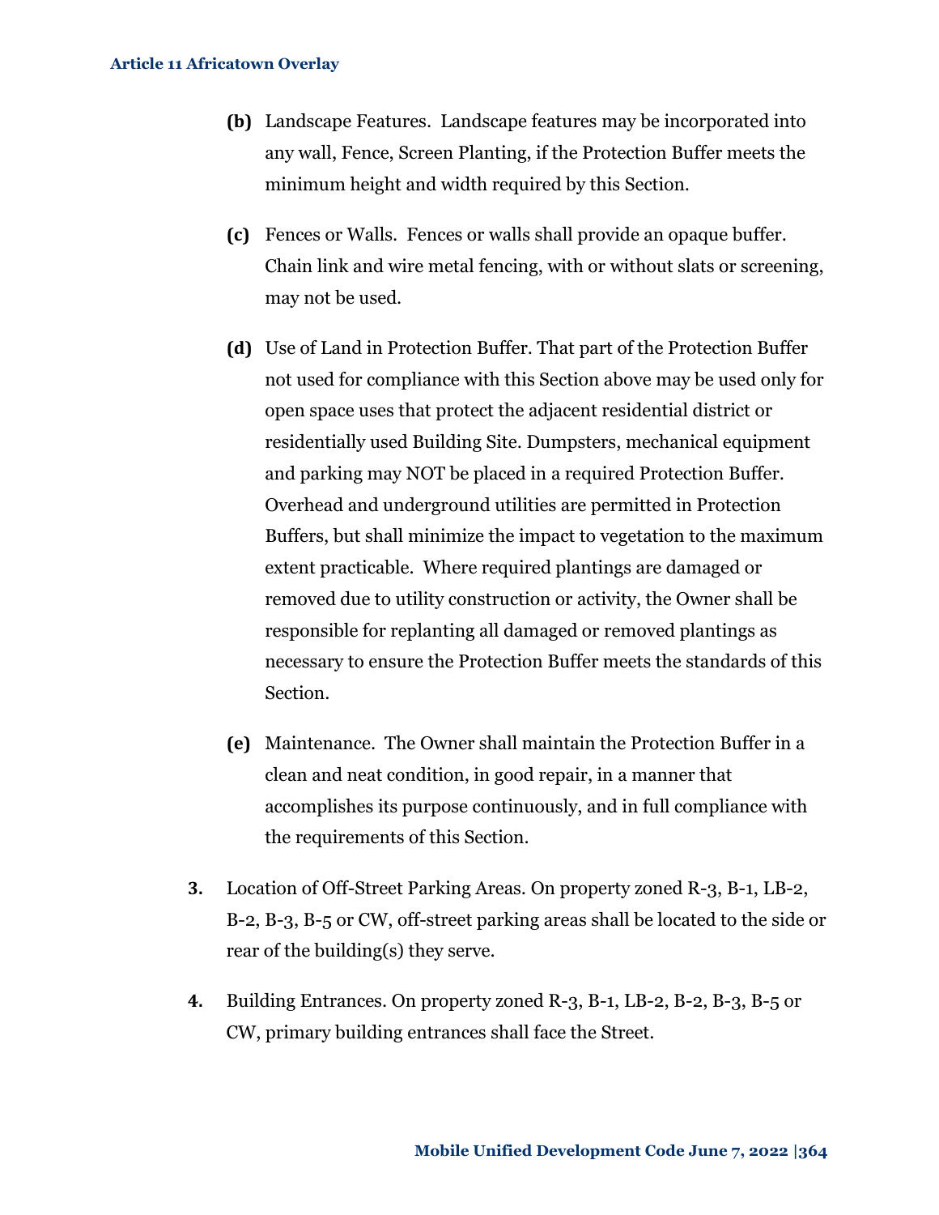**(b)** Landscape Features. Landscape features may be incorporated into any wall, Fence, Screen Planting, if the Protection Buffer meets the minimum height and width required by this Section.

**(c)** Fences or Walls. Fences or walls shall provide an opaque buffer. Chain link and wire metal fencing, with or without slats or screening, may not be used.

**(d)** Use of Land in Protection Buffer. That part of the Protection Buffer not used for compliance with this Section above may be used only for open space uses that protect the adjacent residential district or residentially used Building Site. Dumpsters, mechanical equipment and parking may NOT be placed in a required Protection Buffer. Overhead and underground utilities are permitted in Protection Buffers, but shall minimize the impact to vegetation to the maximum extent practicable. Where required plantings are damaged or removed due to utility construction or activity, the Owner shall be responsible for replanting all damaged or removed plantings as necessary to ensure the Protection Buffer meets the standards of this Section.

**(e)** Maintenance. The Owner shall maintain the Protection Buffer in a clean and neat condition, in good repair, in a manner that accomplishes its purpose continuously, and in full compliance with the requirements of this Section.

**3.** Location of Off-Street Parking Areas. On property zoned R-3, B-1, LB-2, B-2, B-3, B-5 or CW, off-street parking areas shall be located to the side or rear of the building(s) they serve.

**4.** Building Entrances. On property zoned R-3, B-1, LB-2, B-2, B-3, B-5 or CW, primary building entrances shall face the Street.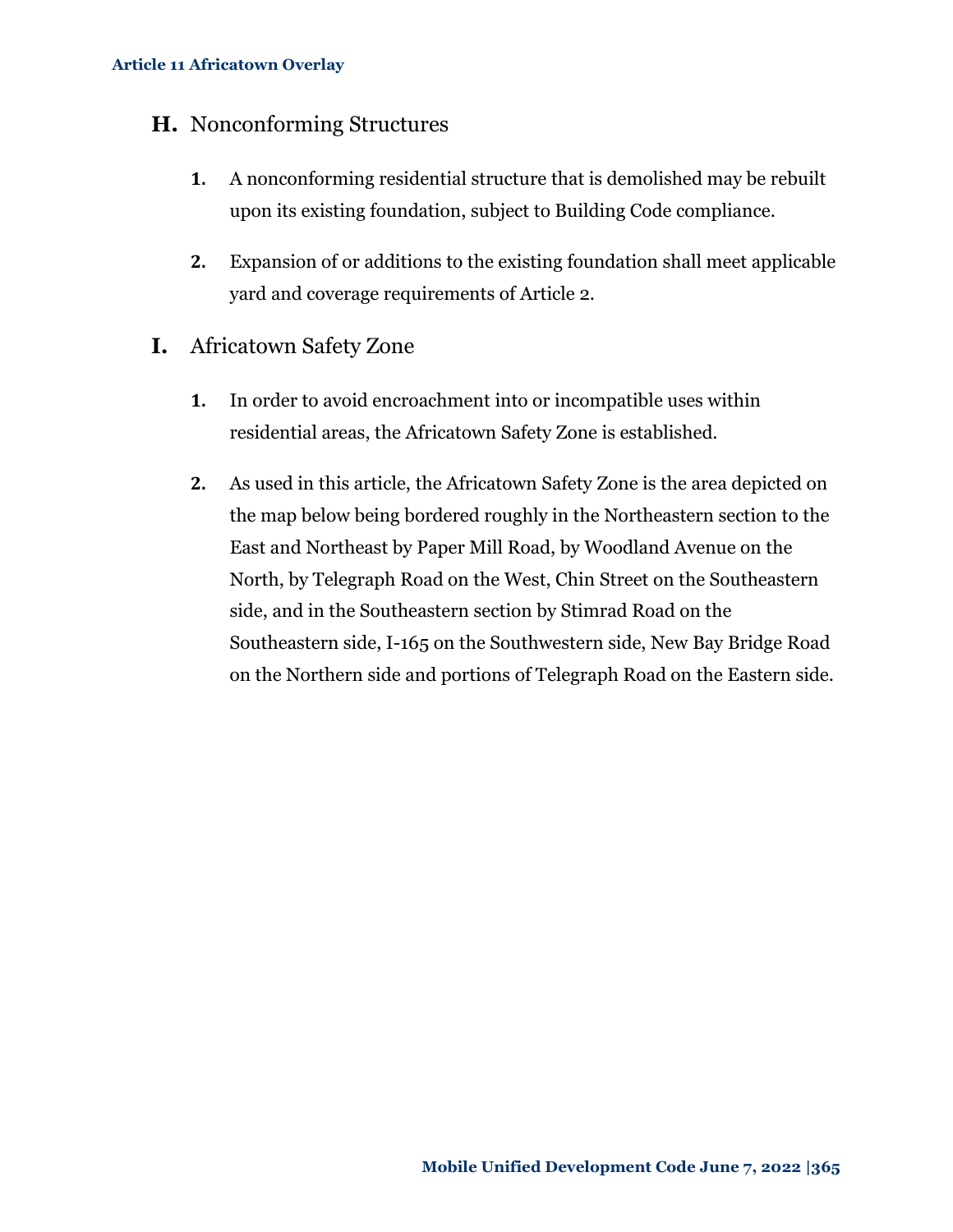## H. Nonconforming Structures

1. A nonconforming residential structure that is demolished may be rebuilt upon its existing foundation, subject to Building Code compliance.

2. Expansion of or additions to the existing foundation shall meet applicable yard and coverage requirements of Article 2.

## I. Africatown Safety Zone

1. In order to avoid encroachment into or incompatible uses within residential areas, the Africatown Safety Zone is established.

2. As used in this article, the Africatown Safety Zone is the area depicted on the map below being bordered roughly in the Northeastern section to the East and Northeast by Paper Mill Road, by Woodland Avenue on the North, by Telegraph Road on the West, Chin Street on the Southeastern side, and in the Southeastern section by Stimrad Road on the Southeastern side, I-165 on the Southwestern side, New Bay Bridge Road on the Northern side and portions of Telegraph Road on the Eastern side.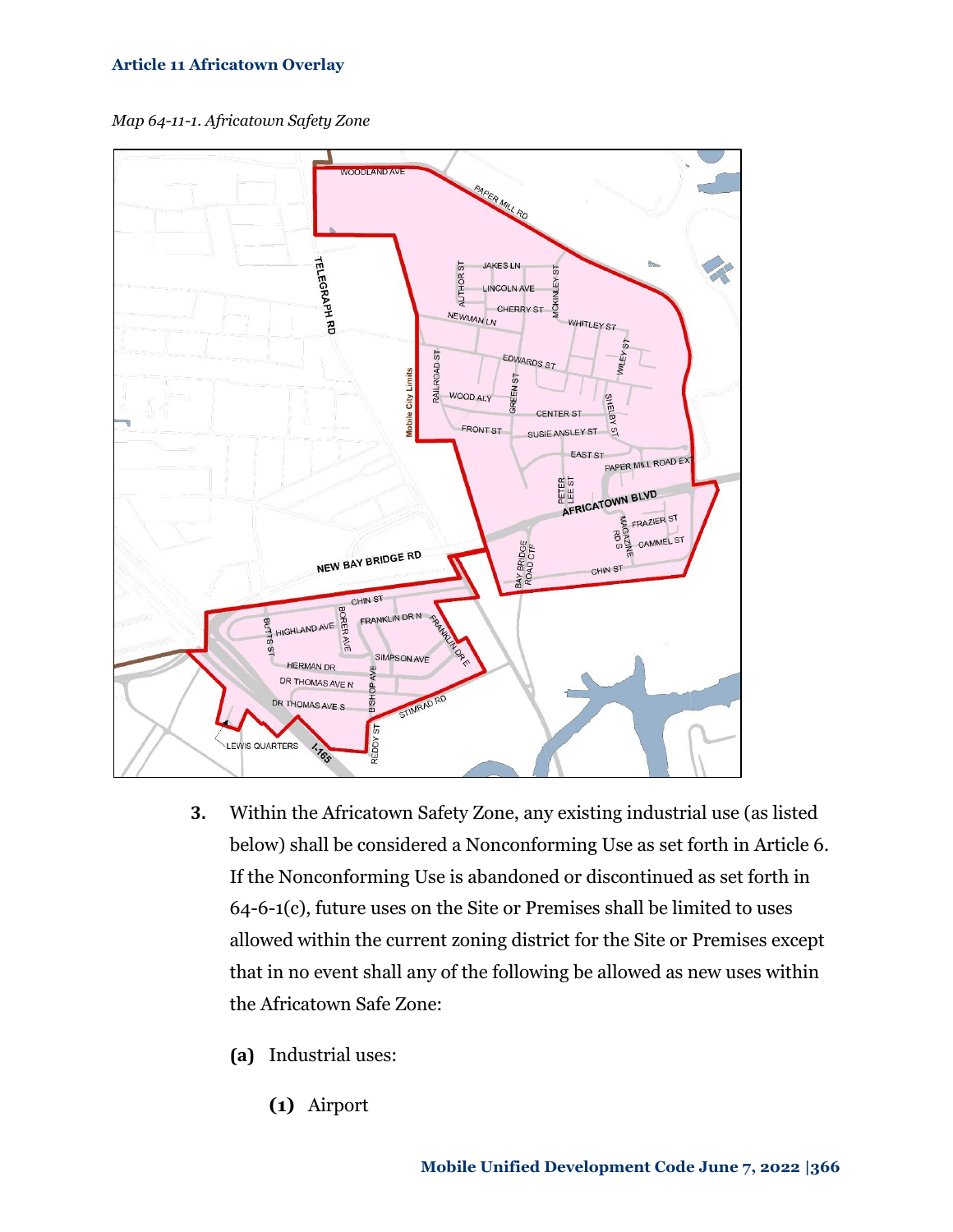*Map 64-11-1. Africatown Safety Zone*

3. Within the Africatown Safety Zone, any existing industrial use (as listed below) shall be considered a Nonconforming Use as set forth in Article 6. If the Nonconforming Use is abandoned or discontinued as set forth in 64-6-1(c), future uses on the Site or Premises shall be limited to uses allowed within the current zoning district for the Site or Premises except that in no event shall any of the following be allowed as new uses within the Africatown Safe Zone:

   **(a)** Industrial uses:

      **(1)** Airport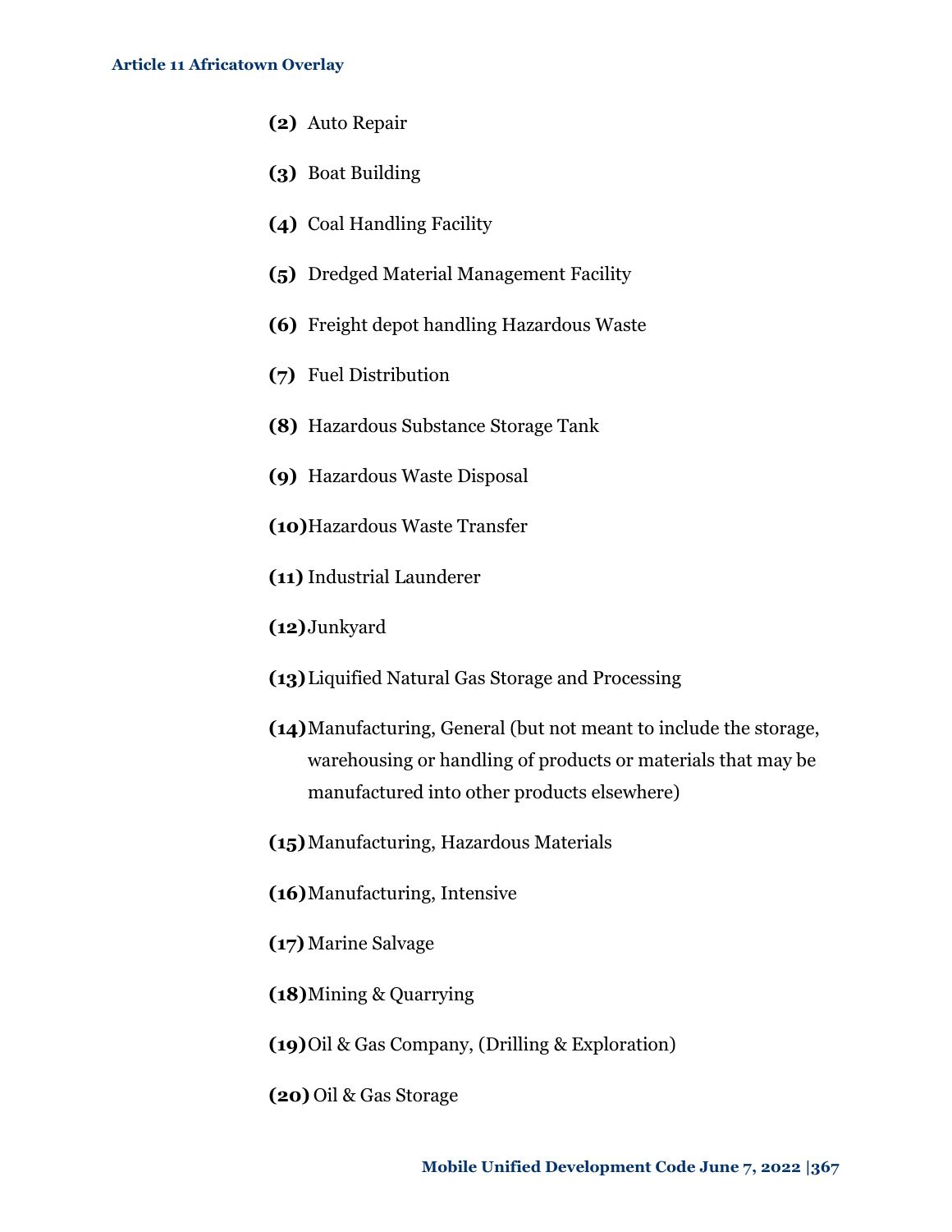**(2)** Auto Repair

**(3)** Boat Building

**(4)** Coal Handling Facility

**(5)** Dredged Material Management Facility

**(6)** Freight depot handling Hazardous Waste

**(7)** Fuel Distribution

**(8)** Hazardous Substance Storage Tank

**(9)** Hazardous Waste Disposal

**(10)** Hazardous Waste Transfer

**(11)** Industrial Launderer

**(12)** Junkyard

**(13)** Liquified Natural Gas Storage and Processing

**(14)** Manufacturing, General (but not meant to include the storage, warehousing or handling of products or materials that may be manufactured into other products elsewhere)

**(15)** Manufacturing, Hazardous Materials

**(16)** Manufacturing, Intensive

**(17)** Marine Salvage

**(18)** Mining & Quarrying

**(19)** Oil & Gas Company, (Drilling & Exploration)

**(20)** Oil & Gas Storage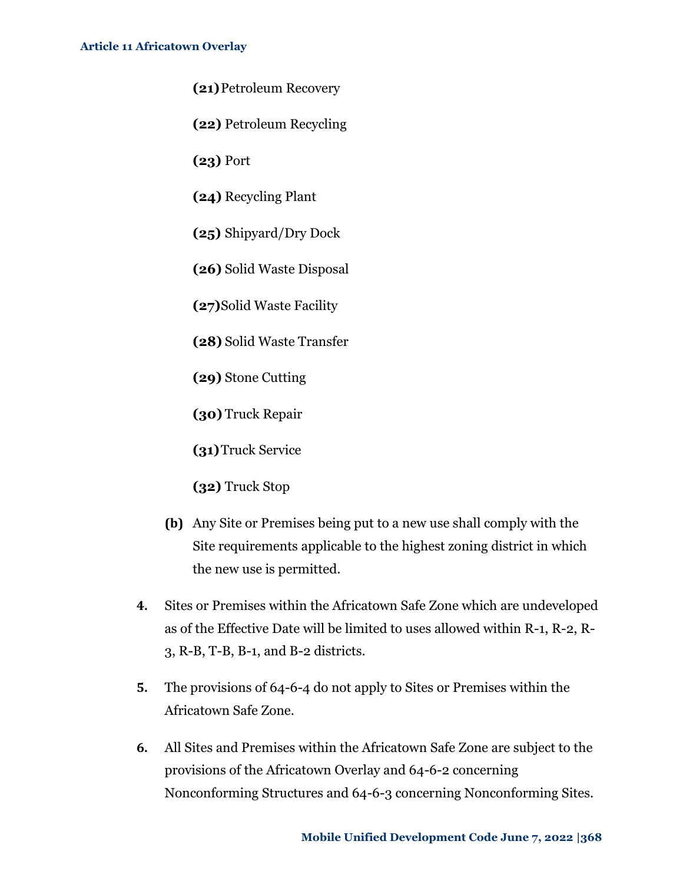**(21)** Petroleum Recovery

**(22)** Petroleum Recycling

**(23)** Port

**(24)** Recycling Plant

**(25)** Shipyard/Dry Dock

**(26)** Solid Waste Disposal

**(27)** Solid Waste Facility

**(28)** Solid Waste Transfer

**(29)** Stone Cutting

**(30)** Truck Repair

**(31)** Truck Service

**(32)** Truck Stop

**(b)** Any Site or Premises being put to a new use shall comply with the Site requirements applicable to the highest zoning district in which the new use is permitted.

**4.** Sites or Premises within the Africatown Safe Zone which are undeveloped as of the Effective Date will be limited to uses allowed within R-1, R-2, R-3, R-B, T-B, B-1, and B-2 districts.

**5.** The provisions of 64-6-4 do not apply to Sites or Premises within the Africatown Safe Zone.

**6.** All Sites and Premises within the Africatown Safe Zone are subject to the provisions of the Africatown Overlay and 64-6-2 concerning Nonconforming Structures and 64-6-3 concerning Nonconforming Sites.